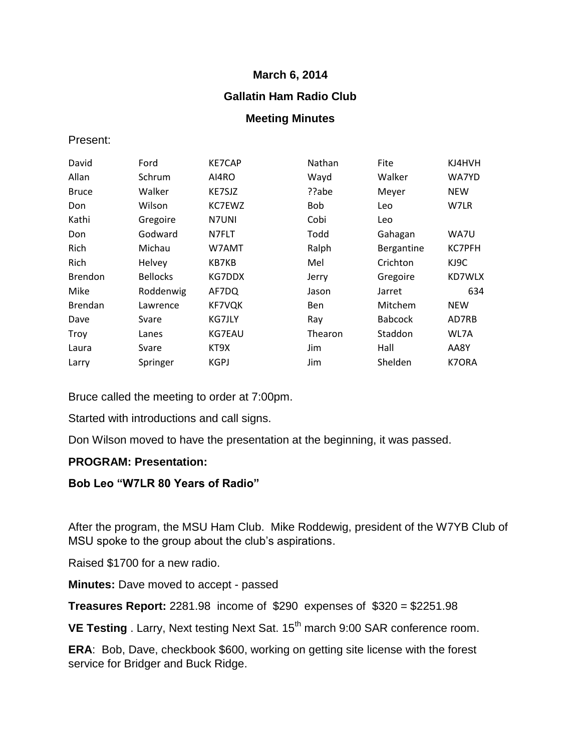**March 6, 2014**

**Gallatin Ham Radio Club**

**Meeting Minutes**

Present:

| | | | | | |
|---|---|---|---|---|---|
| David | Ford | KE7CAP | Nathan | Fite | KJ4HVH |
| Allan | Schrum | AI4RO | Wayd | Walker | WA7YD |
| Bruce | Walker | KE7SJZ | ??abe | Meyer | NEW |
| Don | Wilson | KC7EWZ | Bob | Leo | W7LR |
| Kathi | Gregoire | N7UNI | Cobi | Leo | |
| Don | Godward | N7FLT | Todd | Gahagan | WA7U |
| Rich | Michau | W7AMT | Ralph | Bergantine | KC7PFH |
| Rich | Helvey | KB7KB | Mel | Crichton | KJ9C |
| Brendon | Bellocks | KG7DDX | Jerry | Gregoire | KD7WLX |
| Mike | Roddenwig | AF7DQ | Jason | Jarret | 634 |
| Brendan | Lawrence | KF7VQK | Ben | Mitchem | NEW |
| Dave | Svare | KG7JLY | Ray | Babcock | AD7RB |
| Troy | Lanes | KG7EAU | Thearon | Staddon | WL7A |
| Laura | Svare | KT9X | Jim | Hall | AA8Y |
| Larry | Springer | KGPJ | Jim | Shelden | K7ORA |

Bruce called the meeting to order at 7:00pm.

Started with introductions and call signs.

Don Wilson moved to have the presentation at the beginning, it was passed.

**PROGRAM: Presentation:**

**Bob Leo "W7LR 80 Years of Radio"**

After the program, the MSU Ham Club. Mike Roddewig, president of the W7YB Club of MSU spoke to the group about the club's aspirations.

Raised $1700 for a new radio.

**Minutes:** Dave moved to accept - passed

**Treasures Report:** 2281.98 income of $290 expenses of $320 = $2251.98

**VE Testing** . Larry, Next testing Next Sat. 15th march 9:00 SAR conference room.

**ERA**: Bob, Dave, checkbook $600, working on getting site license with the forest service for Bridger and Buck Ridge.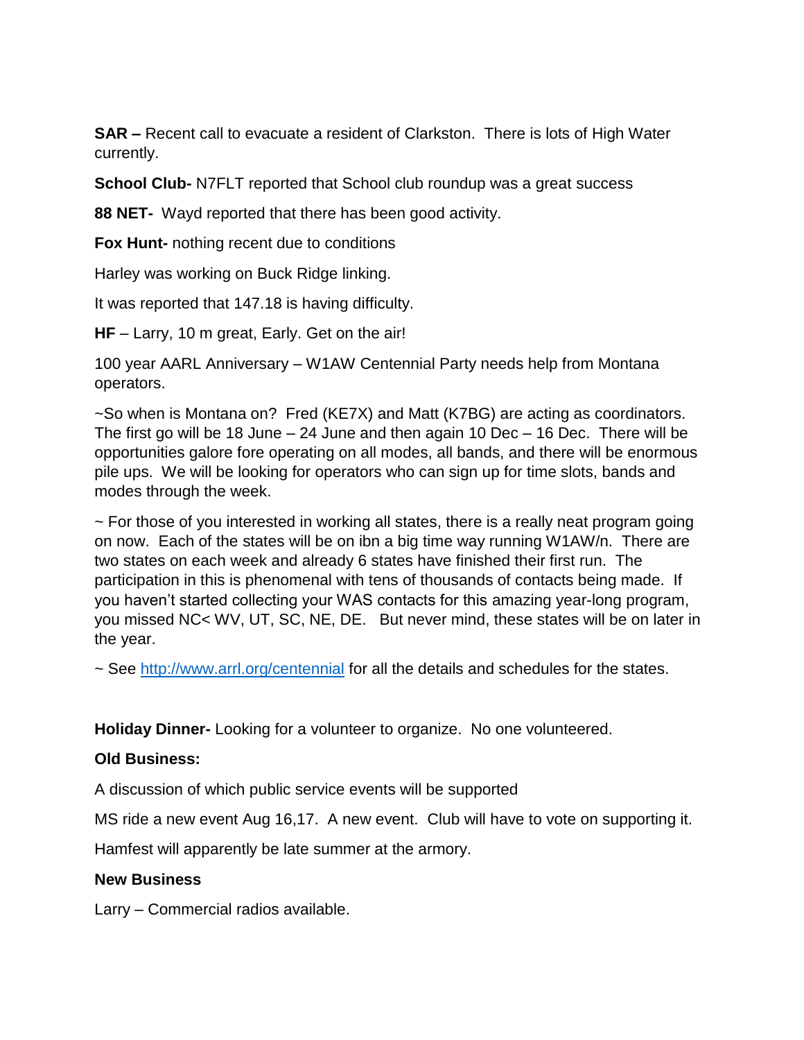**SAR –** Recent call to evacuate a resident of Clarkston. There is lots of High Water currently.

**School Club-** N7FLT reported that School club roundup was a great success

**88 NET-** Wayd reported that there has been good activity.

**Fox Hunt-** nothing recent due to conditions

Harley was working on Buck Ridge linking.

It was reported that 147.18 is having difficulty.

**HF** – Larry, 10 m great, Early. Get on the air!

100 year AARL Anniversary – W1AW Centennial Party needs help from Montana operators.

~So when is Montana on? Fred (KE7X) and Matt (K7BG) are acting as coordinators. The first go will be 18 June – 24 June and then again 10 Dec – 16 Dec. There will be opportunities galore fore operating on all modes, all bands, and there will be enormous pile ups. We will be looking for operators who can sign up for time slots, bands and modes through the week.

~ For those of you interested in working all states, there is a really neat program going on now. Each of the states will be on ibn a big time way running W1AW/n. There are two states on each week and already 6 states have finished their first run. The participation in this is phenomenal with tens of thousands of contacts being made. If you haven't started collecting your WAS contacts for this amazing year-long program, you missed NC< WV, UT, SC, NE, DE. But never mind, these states will be on later in the year.

~ See [http://www.arrl.org/centennial](http://www.arrl.org/centennial) for all the details and schedules for the states.

**Holiday Dinner-** Looking for a volunteer to organize. No one volunteered.

**Old Business:**

A discussion of which public service events will be supported

MS ride a new event Aug 16,17. A new event. Club will have to vote on supporting it.

Hamfest will apparently be late summer at the armory.

**New Business**

Larry – Commercial radios available.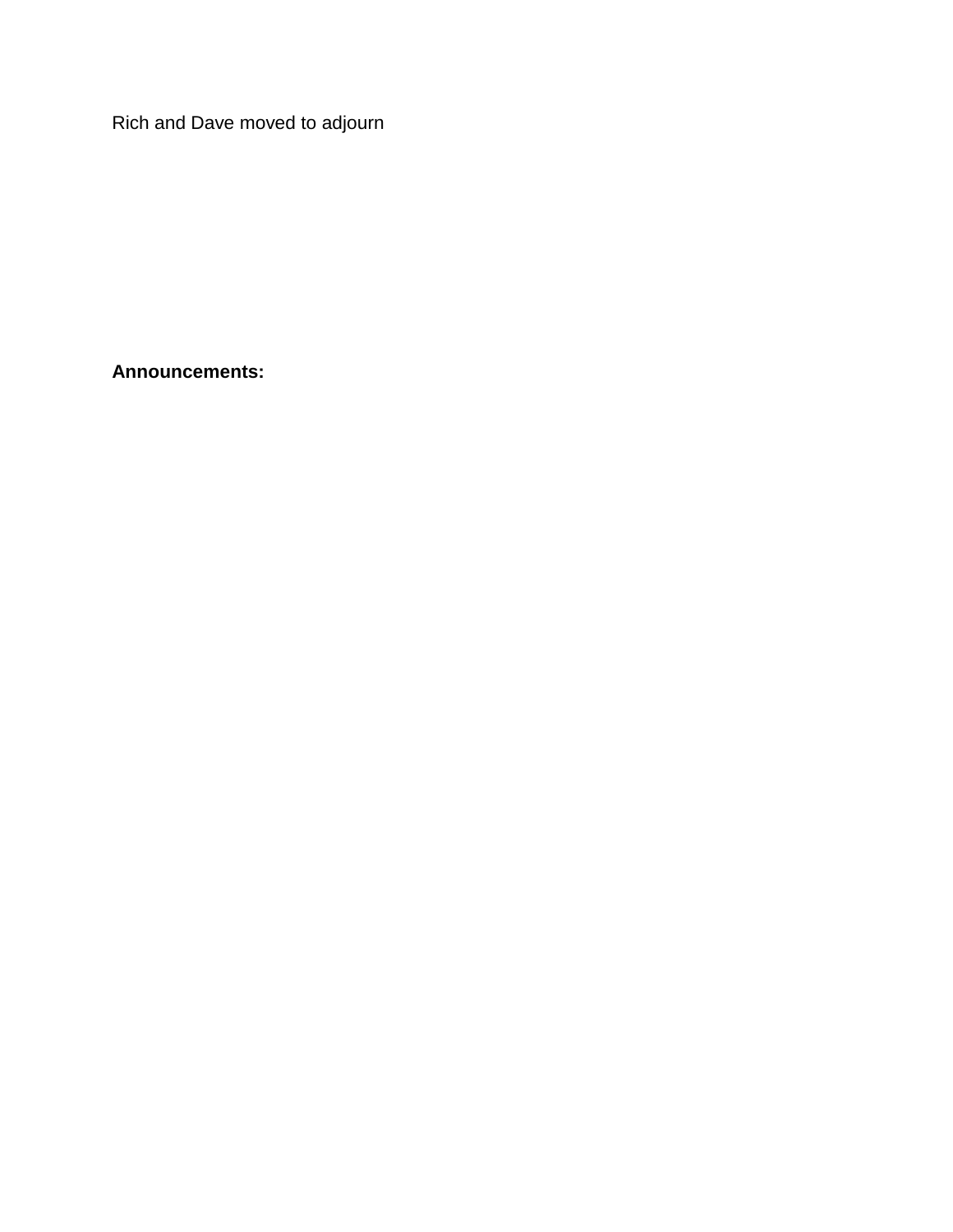Rich and Dave moved to adjourn

**Announcements:**